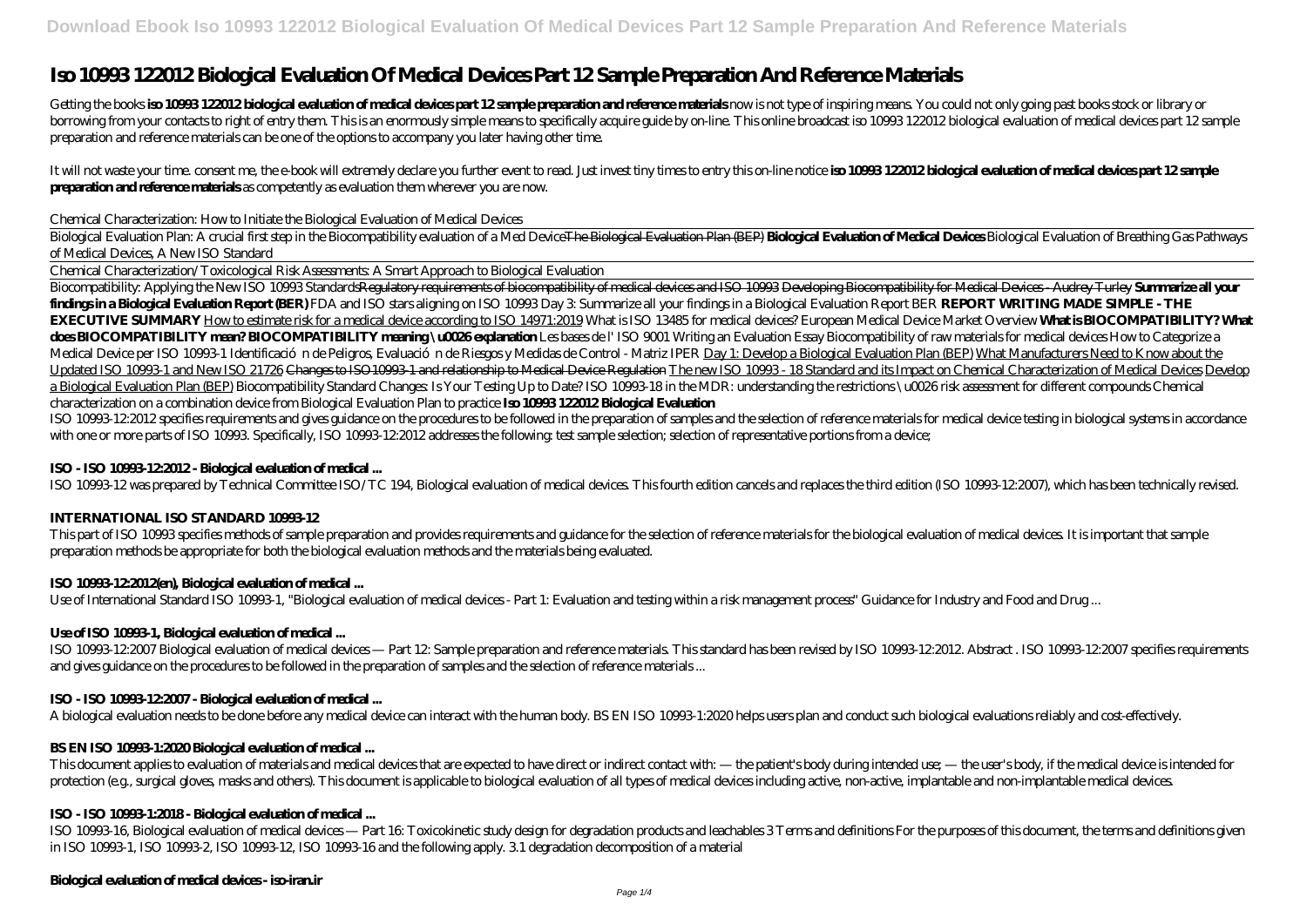# Iso 10993 122012 Biological Evaluation Of Medical Devices Part 12 Sample Preparation And Reference Materials

Getting the books **iso 10993 122012 biological evaluation of medical devices part 12 sample preparation and reference materials** now is not type of inspiring means. You could not only going past books stock or library or borrowing from your contacts to right of entry them. This is an enormously simple means to specifically acquire guide by on-line. This online broadcast iso 10993 122012 biological evaluation of medical devices part 12 sample preparation and reference materials can be one of the options to accompany you later having other time.

It will not waste your time. consent me, the e-book will extremely declare you further event to read. Just invest tiny times to entry this on-line notice **iso 10993 122012 biological evaluation of medical devices part 12 sample preparation and reference materials** as competently as evaluation them wherever you are now.

*Chemical Characterization: How to Initiate the Biological Evaluation of Medical Devices*

Biological Evaluation Plan: A crucial first step in the Biocompatibility evaluation of a Med Device~~The Biological Evaluation Plan (BEP)~~ **Biological Evaluation of Medical Devices** *Biological Evaluation of Breathing Gas Pathways of Medical Devices, A New ISO Standard*

Chemical Characterization/Toxicological Risk Assessments: A Smart Approach to Biological Evaluation

*Biocompatibility: Applying the New ISO 10993 Standards*~~Regulatory requirements of biocompatibility of medical devices and ISO 10993~~ ~~Developing Biocompatibility for Medical Devices - Audrey Turley~~ **Summarize all your findings in a Biological Evaluation Report (BER)** *FDA and ISO stars aligning on ISO 10993 Day 3: Summarize all your findings in a Biological Evaluation Report BER* **REPORT WRITING MADE SIMPLE - THE EXECUTIVE SUMMARY** How to estimate risk for a medical device according to ISO 14971:2019 *What is ISO 13485 for medical devices? European Medical Device Market Overview* **What is BIOCOMPATIBILITY? What does BIOCOMPATIBILITY mean? BIOCOMPATIBILITY meaning \u0026 explanation** *Les bases de l' ISO 9001 Writing an Evaluation Essay Biocompatibility of raw materials for medical devices How to Categorize a Medical Device per ISO 10993-1 Identificación de Peligros, Evaluación de Riesgos y Medidas de Control - Matriz IPER* Day 1: Develop a Biological Evaluation Plan (BEP) What Manufacturers Need to Know about the Updated ISO 10993-1 and New ISO 21726 ~~Changes to ISO10993-1 and relationship to Medical Device Regulation~~ The new ISO 10993 - 18 Standard and its Impact on Chemical Characterization of Medical Devices Develop a Biological Evaluation Plan (BEP) *Biocompatibility Standard Changes: Is Your Testing Up to Date? ISO 10993-18 in the MDR: understanding the restrictions \u0026 risk assessment for different compounds Chemical characterization on a combination device from Biological Evaluation Plan to practice* **Iso 10993 122012 Biological Evaluation**

ISO 10993-12:2012 specifies requirements and gives guidance on the procedures to be followed in the preparation of samples and the selection of reference materials for medical device testing in biological systems in accordance with one or more parts of ISO 10993. Specifically, ISO 10993-12:2012 addresses the following: test sample selection; selection of representative portions from a device;

## ISO - ISO 10993-12:2012 - Biological evaluation of medical ...

ISO 10993-12 was prepared by Technical Committee ISO/TC 194, Biological evaluation of medical devices. This fourth edition cancels and replaces the third edition (ISO 10993-12:2007), which has been technically revised.

## INTERNATIONAL ISO STANDARD 10993-12

This part of ISO 10993 specifies methods of sample preparation and provides requirements and guidance for the selection of reference materials for the biological evaluation of medical devices. It is important that sample preparation methods be appropriate for both the biological evaluation methods and the materials being evaluated.

## ISO 10993-12:2012(en), Biological evaluation of medical ...

Use of International Standard ISO 10993-1, "Biological evaluation of medical devices - Part 1: Evaluation and testing within a risk management process" Guidance for Industry and Food and Drug ...

## Use of ISO 10993-1, Biological evaluation of medical ...

ISO 10993-12:2007 Biological evaluation of medical devices — Part 12: Sample preparation and reference materials. This standard has been revised by ISO 10993-12:2012. Abstract . ISO 10993-12:2007 specifies requirements and gives guidance on the procedures to be followed in the preparation of samples and the selection of reference materials ...

## ISO - ISO 10993-12:2007 - Biological evaluation of medical ...

A biological evaluation needs to be done before any medical device can interact with the human body. BS EN ISO 10993-1:2020 helps users plan and conduct such biological evaluations reliably and cost-effectively.

## BS EN ISO 10993-1:2020 Biological evaluation of medical ...

This document applies to evaluation of materials and medical devices that are expected to have direct or indirect contact with: — the patient's body during intended use; — the user's body, if the medical device is intended for protection (e.g., surgical gloves, masks and others). This document is applicable to biological evaluation of all types of medical devices including active, non-active, implantable and non-implantable medical devices.

## ISO - ISO 10993-1:2018 - Biological evaluation of medical ...

ISO 10993-16, Biological evaluation of medical devices — Part 16: Toxicokinetic study design for degradation products and leachables 3 Terms and definitions For the purposes of this document, the terms and definitions given in ISO 10993-1, ISO 10993-2, ISO 10993-12, ISO 10993-16 and the following apply. 3.1 degradation decomposition of a material

## Biological evaluation of medical devices - iso-iran.ir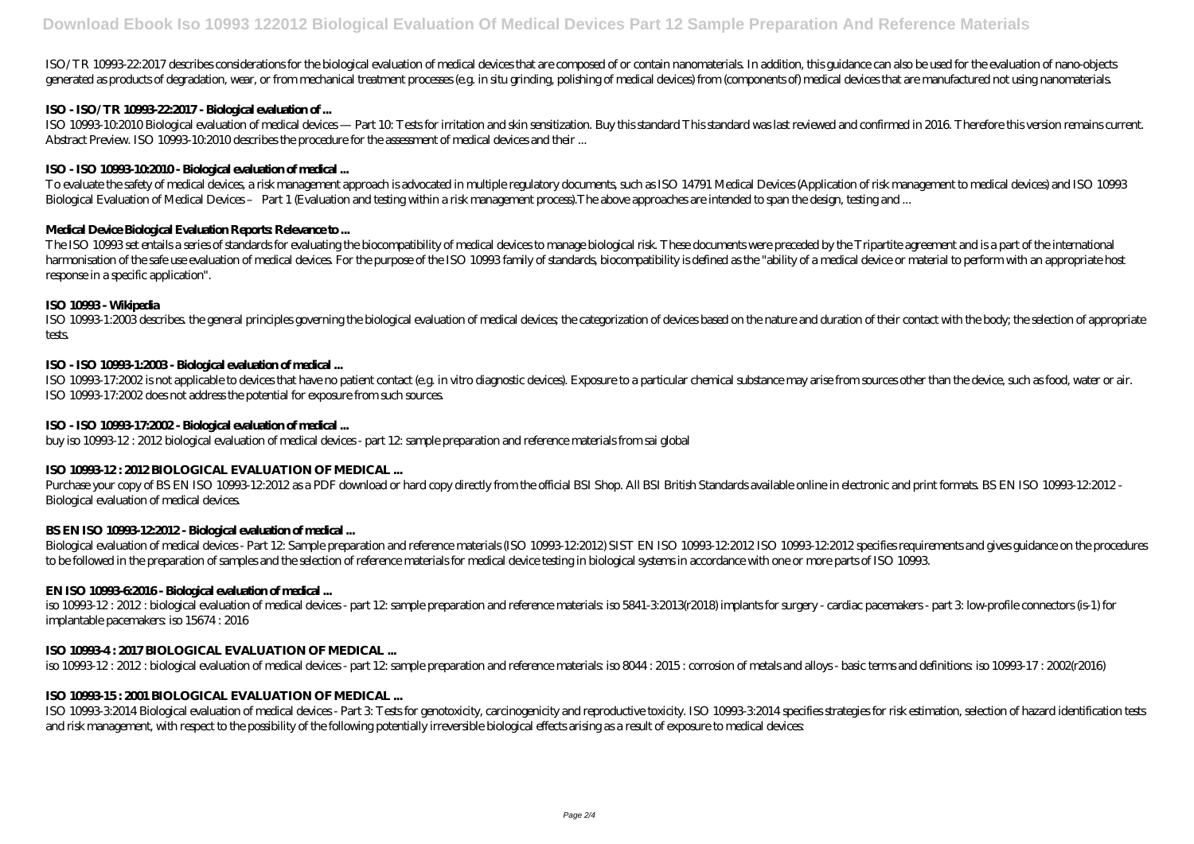ISO/TR 10993-22:2017 describes considerations for the biological evaluation of medical devices that are composed of or contain nanomaterials. In addition, this guidance can also be used for the evaluation of nano-objects generated as products of degradation, wear, or from mechanical treatment processes (e.g. in situ grinding, polishing of medical devices) from (components of) medical devices that are manufactured not using nanomaterials.

### ISO - ISO/TR 10993-22:2017 - Biological evaluation of ...

ISO 10993-10:2010 Biological evaluation of medical devices — Part 10: Tests for irritation and skin sensitization. Buy this standard This standard was last reviewed and confirmed in 2016. Therefore this version remains current. Abstract Preview. ISO 10993-10:2010 describes the procedure for the assessment of medical devices and their ...

### ISO - ISO 10993-10:2010 - Biological evaluation of medical ...

To evaluate the safety of medical devices, a risk management approach is advocated in multiple regulatory documents, such as ISO 14791 Medical Devices (Application of risk management to medical devices) and ISO 10993 Biological Evaluation of Medical Devices – Part 1 (Evaluation and testing within a risk management process).The above approaches are intended to span the design, testing and ...

### Medical Device Biological Evaluation Reports: Relevance to ...

The ISO 10993 set entails a series of standards for evaluating the biocompatibility of medical devices to manage biological risk. These documents were preceded by the Tripartite agreement and is a part of the international harmonisation of the safe use evaluation of medical devices. For the purpose of the ISO 10993 family of standards, biocompatibility is defined as the "ability of a medical device or material to perform with an appropriate host response in a specific application".

### ISO 10993 - Wikipedia

ISO 10993-1:2003 describes. the general principles governing the biological evaluation of medical devices; the categorization of devices based on the nature and duration of their contact with the body; the selection of appropriate tests.

### ISO - ISO 10993-1:2003 - Biological evaluation of medical ...

ISO 10993-17:2002 is not applicable to devices that have no patient contact (e.g. in vitro diagnostic devices). Exposure to a particular chemical substance may arise from sources other than the device, such as food, water or air. ISO 10993-17:2002 does not address the potential for exposure from such sources.

### ISO - ISO 10993-17:2002 - Biological evaluation of medical ...

buy iso 10993-12 : 2012 biological evaluation of medical devices - part 12: sample preparation and reference materials from sai global

### ISO 10993-12 : 2012 BIOLOGICAL EVALUATION OF MEDICAL ...

Purchase your copy of BS EN ISO 10993-12:2012 as a PDF download or hard copy directly from the official BSI Shop. All BSI British Standards available online in electronic and print formats. BS EN ISO 10993-12:2012 - Biological evaluation of medical devices.

### BS EN ISO 10993-12:2012 - Biological evaluation of medical ...

Biological evaluation of medical devices - Part 12: Sample preparation and reference materials (ISO 10993-12:2012) SIST EN ISO 10993-12:2012 ISO 10993-12:2012 specifies requirements and gives guidance on the procedures to be followed in the preparation of samples and the selection of reference materials for medical device testing in biological systems in accordance with one or more parts of ISO 10993.

### EN ISO 10993-6:2016 - Biological evaluation of medical ...

iso 10993-12 : 2012 : biological evaluation of medical devices - part 12: sample preparation and reference materials: iso 5841-3:2013(r2018) implants for surgery - cardiac pacemakers - part 3: low-profile connectors (is-1) for implantable pacemakers: iso 15674 : 2016

### ISO 10993-4 : 2017 BIOLOGICAL EVALUATION OF MEDICAL ...

iso 10993-12 : 2012 : biological evaluation of medical devices - part 12: sample preparation and reference materials: iso 8044 : 2015 : corrosion of metals and alloys - basic terms and definitions: iso 10993-17 : 2002(r2016)

### ISO 10993-15 : 2001 BIOLOGICAL EVALUATION OF MEDICAL ...

ISO 10993-3:2014 Biological evaluation of medical devices - Part 3: Tests for genotoxicity, carcinogenicity and reproductive toxicity. ISO 10993-3:2014 specifies strategies for risk estimation, selection of hazard identification tests and risk management, with respect to the possibility of the following potentially irreversible biological effects arising as a result of exposure to medical devices: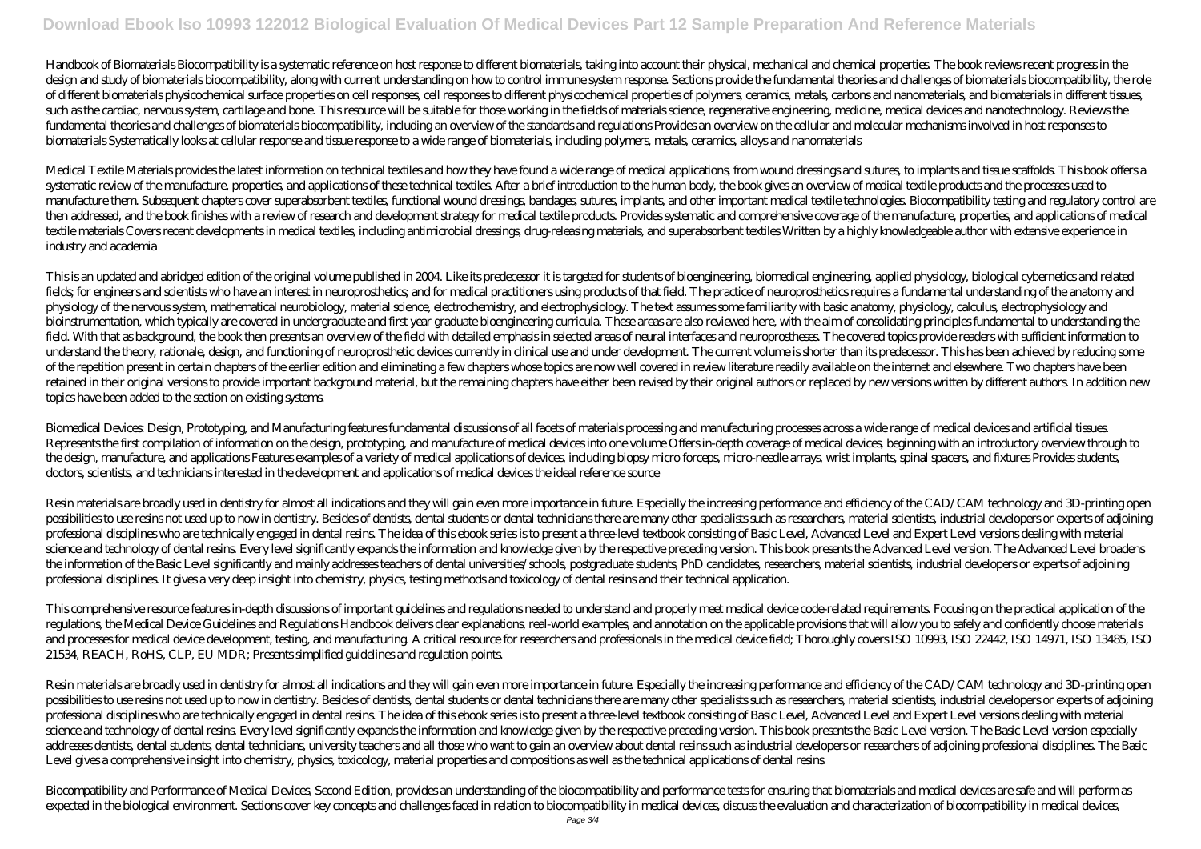Handbook of Biomaterials Biocompatibility is a systematic reference on host response to different biomaterials, taking into account their physical, mechanical and chemical properties. The book reviews recent progress in the design and study of biomaterials biocompatibility, along with current understanding on how to control immune system response. Sections provide the fundamental theories and challenges of biomaterials biocompatibility, the role of different biomaterials physicochemical surface properties on cell responses, cell responses to different physicochemical properties of polymers, ceramics, metals, carbons and nanomaterials, and biomaterials in different tissues, such as the cardiac, nervous system, cartilage and bone. This resource will be suitable for those working in the fields of materials science, regenerative engineering, medicine, medical devices and nanotechnology. Reviews the fundamental theories and challenges of biomaterials biocompatibility, including an overview of the standards and regulations Provides an overview on the cellular and molecular mechanisms involved in host responses to biomaterials Systematically looks at cellular response and tissue response to a wide range of biomaterials, including polymers, metals, ceramics, alloys and nanomaterials

Medical Textile Materials provides the latest information on technical textiles and how they have found a wide range of medical applications, from wound dressings and sutures, to implants and tissue scaffolds. This book offers a systematic review of the manufacture, properties, and applications of these technical textiles. After a brief introduction to the human body, the book gives an overview of medical textile products and the processes used to manufacture them. Subsequent chapters cover superabsorbent textiles, functional wound dressings, bandages, sutures, implants, and other important medical textile technologies. Biocompatibility testing and regulatory control are then addressed, and the book finishes with a review of research and development strategy for medical textile products. Provides systematic and comprehensive coverage of the manufacture, properties, and applications of medical textile materials Covers recent developments in medical textiles, including antimicrobial dressings, drug-releasing materials, and superabsorbent textiles Written by a highly knowledgeable author with extensive experience in industry and academia

This is an updated and abridged edition of the original volume published in 2004. Like its predecessor it is targeted for students of bioengineering, biomedical engineering, applied physiology, biological cybernetics and related fields; for engineers and scientists who have an interest in neuroprosthetics; and for medical practitioners using products of that field. The practice of neuroprosthetics requires a fundamental understanding of the anatomy and physiology of the nervous system, mathematical neurobiology, material science, electrochemistry, and electrophysiology. The text assumes some familiarity with basic anatomy, physiology, calculus, electrophysiology and bioinstrumentation, which typically are covered in undergraduate and first year graduate bioengineering curricula. These areas are also reviewed here, with the aim of consolidating principles fundamental to understanding the field. With that as background, the book then presents an overview of the field with detailed emphasis in selected areas of neural interfaces and neuroprostheses. The covered topics provide readers with sufficient information to understand the theory, rationale, design, and functioning of neuroprosthetic devices currently in clinical use and under development. The current volume is shorter than its predecessor. This has been achieved by reducing some of the repetition present in certain chapters of the earlier edition and eliminating a few chapters whose topics are now well covered in review literature readily available on the internet and elsewhere. Two chapters have been retained in their original versions to provide important background material, but the remaining chapters have either been revised by their original authors or replaced by new versions written by different authors. In addition new topics have been added to the section on existing systems.

Biomedical Devices: Design, Prototyping, and Manufacturing features fundamental discussions of all facets of materials processing and manufacturing processes across a wide range of medical devices and artificial tissues. Represents the first compilation of information on the design, prototyping, and manufacture of medical devices into one volume Offers in-depth coverage of medical devices, beginning with an introductory overview through to the design, manufacture, and applications Features examples of a variety of medical applications of devices, including biopsy micro forceps, micro-needle arrays, wrist implants, spinal spacers, and fixtures Provides students, doctors, scientists, and technicians interested in the development and applications of medical devices the ideal reference source

Resin materials are broadly used in dentistry for almost all indications and they will gain even more importance in future. Especially the increasing performance and efficiency of the CAD/CAM technology and 3D-printing open possibilities to use resins not used up to now in dentistry. Besides of dentists, dental students or dental technicians there are many other specialists such as researchers, material scientists, industrial developers or experts of adjoining professional disciplines who are technically engaged in dental resins. The idea of this ebook series is to present a three-level textbook consisting of Basic Level, Advanced Level and Expert Level versions dealing with material science and technology of dental resins. Every level significantly expands the information and knowledge given by the respective preceding version. This book presents the Advanced Level version. The Advanced Level broadens the information of the Basic Level significantly and mainly addresses teachers of dental universities/schools, postgraduate students, PhD candidates, researchers, material scientists, industrial developers or experts of adjoining professional disciplines. It gives a very deep insight into chemistry, physics, testing methods and toxicology of dental resins and their technical application.

This comprehensive resource features in-depth discussions of important guidelines and regulations needed to understand and properly meet medical device code-related requirements. Focusing on the practical application of the regulations, the Medical Device Guidelines and Regulations Handbook delivers clear explanations, real-world examples, and annotation on the applicable provisions that will allow you to safely and confidently choose materials and processes for medical device development, testing, and manufacturing. A critical resource for researchers and professionals in the medical device field; Thoroughly covers ISO 10993, ISO 22442, ISO 14971, ISO 13485, ISO 21534, REACH, RoHS, CLP, EU MDR; Presents simplified guidelines and regulation points.

Resin materials are broadly used in dentistry for almost all indications and they will gain even more importance in future. Especially the increasing performance and efficiency of the CAD/CAM technology and 3D-printing open possibilities to use resins not used up to now in dentistry. Besides of dentists, dental students or dental technicians there are many other specialists such as researchers, material scientists, industrial developers or experts of adjoining professional disciplines who are technically engaged in dental resins. The idea of this ebook series is to present a three-level textbook consisting of Basic Level, Advanced Level and Expert Level versions dealing with material science and technology of dental resins. Every level significantly expands the information and knowledge given by the respective preceding version. This book presents the Basic Level version. The Basic Level version especially addresses dentists, dental students, dental technicians, university teachers and all those who want to gain an overview about dental resins such as industrial developers or researchers of adjoining professional disciplines. The Basic Level gives a comprehensive insight into chemistry, physics, toxicology, material properties and compositions as well as the technical applications of dental resins.

Biocompatibility and Performance of Medical Devices, Second Edition, provides an understanding of the biocompatibility and performance tests for ensuring that biomaterials and medical devices are safe and will perform as expected in the biological environment. Sections cover key concepts and challenges faced in relation to biocompatibility in medical devices, discuss the evaluation and characterization of biocompatibility in medical devices,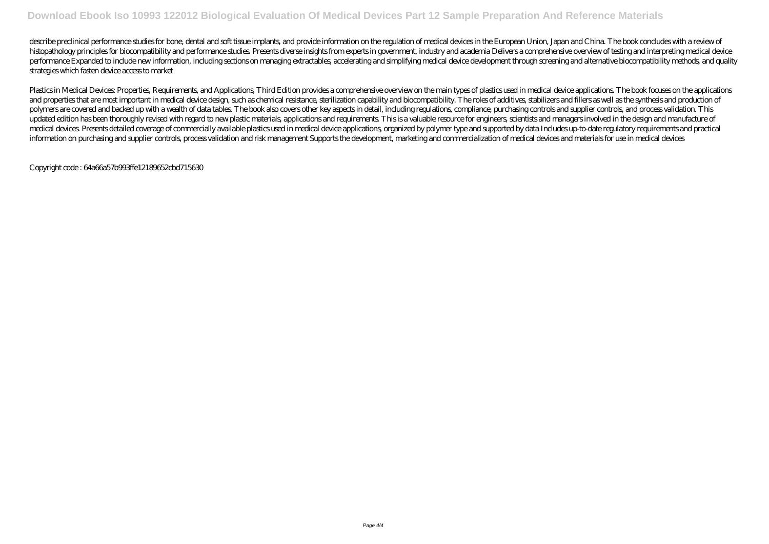describe preclinical performance studies for bone, dental and soft tissue implants, and provide information on the regulation of medical devices in the European Union, Japan and China. The book concludes with a review of histopathology principles for biocompatibility and performance studies. Presents diverse insights from experts in government, industry and academia Delivers a comprehensive overview of testing and interpreting medical device performance Expanded to include new information, including sections on managing extractables, accelerating and simplifying medical device development through screening and alternative biocompatibility methods, and quality strategies which fasten device access to market

Plastics in Medical Devices: Properties, Requirements, and Applications, Third Edition provides a comprehensive overview on the main types of plastics used in medical device applications. The book focuses on the applications and properties that are most important in medical device design, such as chemical resistance, sterilization capability and biocompatibility. The roles of additives, stabilizers and fillers as well as the synthesis and production of polymers are covered and backed up with a wealth of data tables. The book also covers other key aspects in detail, including regulations, compliance, purchasing controls and supplier controls, and process validation. This updated edition has been thoroughly revised with regard to new plastic materials, applications and requirements. This is a valuable resource for engineers, scientists and managers involved in the design and manufacture of medical devices. Presents detailed coverage of commercially available plastics used in medical device applications, organized by polymer type and supported by data Includes up-to-date regulatory requirements and practical information on purchasing and supplier controls, process validation and risk management Supports the development, marketing and commercialization of medical devices and materials for use in medical devices

Copyright code : 64a66a57b993ffe12189652cbd715630